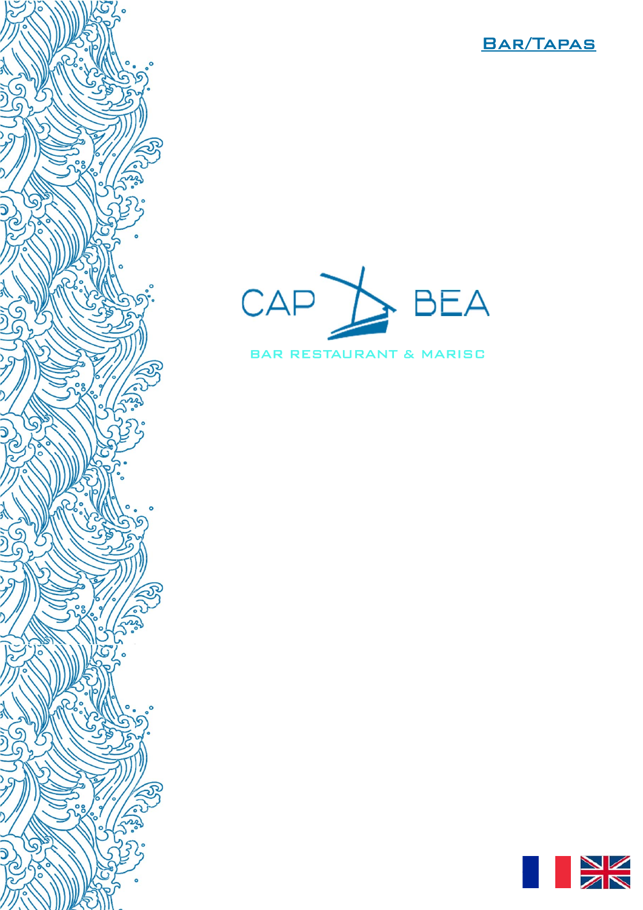[Bar/Tapas]

# CAP BEA

BAR RESTAURANT & MARISC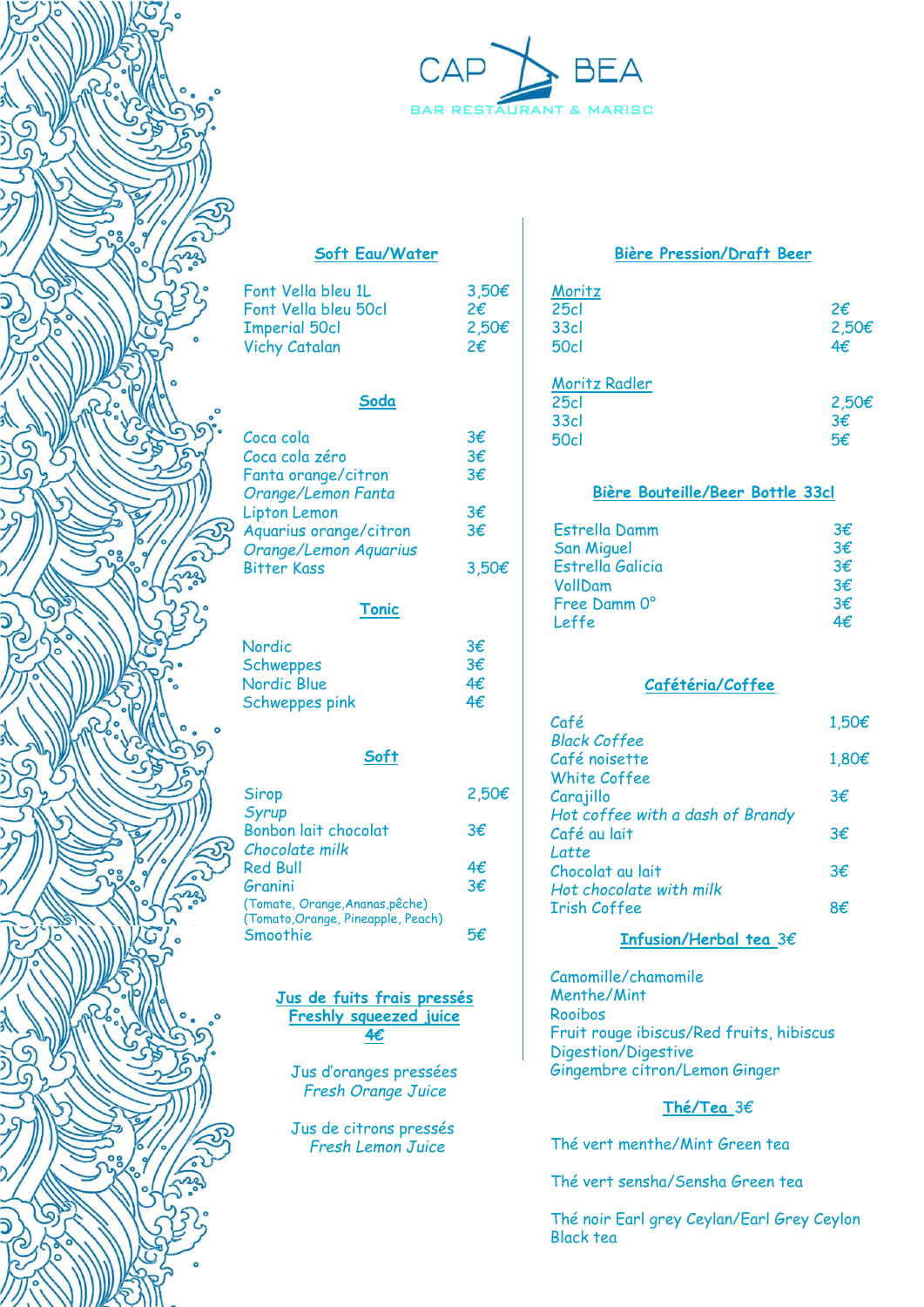# CAP BEA

BAR RESTAURANT & MARISC

## Soft Eau/Water

| | |
|---|---|
| Font Vella bleu 1L | 3,50€ |
| Font Vella bleu 50cl | 2€ |
| Imperial 50cl | 2,50€ |
| Vichy Catalan | 2€ |

## Soda

| | |
|---|---|
| Coca cola | 3€ |
| Coca cola zéro | 3€ |
| Fanta orange/citron<br>*Orange/Lemon Fanta* | 3€ |
| Lipton Lemon | 3€ |
| Aquarius orange/citron<br>*Orange/Lemon Aquarius* | 3€ |
| Bitter Kass | 3,50€ |

## Tonic

| | |
|---|---|
| Nordic | 3€ |
| Schweppes | 3€ |
| Nordic Blue | 4€ |
| Schweppes pink | 4€ |

## Soft

| | |
|---|---|
| Sirop<br>*Syrup* | 2,50€ |
| Bonbon lait chocolat<br>*Chocolate milk* | 3€ |
| Red Bull | 4€ |
| Granini<br>(Tomate, Orange, Ananas, pêche)<br>(Tomato, Orange, Pineapple, Peach) | 3€ |
| Smoothie | 5€ |

## Jus de fuits frais pressés / Freshly squeezed juice 4€

Jus d'oranges pressées
*Fresh Orange Juice*

Jus de citrons pressés
*Fresh Lemon Juice*

## Bière Pression/Draft Beer

| | |
|---|---|
| **Moritz** | |
| 25cl | 2€ |
| 33cl | 2,50€ |
| 50cl | 4€ |
| **Moritz Radler** | |
| 25cl | 2,50€ |
| 33cl | 3€ |
| 50cl | 5€ |

## Bière Bouteille/Beer Bottle 33cl

| | |
|---|---|
| Estrella Damm | 3€ |
| San Miguel | 3€ |
| Estrella Galicia | 3€ |
| VollDam | 3€ |
| Free Damm 0° | 3€ |
| Leffe | 4€ |

## Cafétéria/Coffee

| | |
|---|---|
| Café<br>*Black Coffee* | 1,50€ |
| Café noisette<br>*White Coffee* | 1,80€ |
| Carajillo<br>*Hot coffee with a dash of Brandy* | 3€ |
| Café au lait<br>*Latte* | 3€ |
| Chocolat au lait<br>*Hot chocolate with milk* | 3€ |
| Irish Coffee | 8€ |

## Infusion/Herbal tea 3€

Camomille/chamomile
Menthe/Mint
Rooibos
Fruit rouge ibiscus/Red fruits, hibiscus
Digestion/Digestive
Gingembre citron/Lemon Ginger

## Thé/Tea 3€

Thé vert menthe/Mint Green tea

Thé vert sensha/Sensha Green tea

Thé noir Earl grey Ceylan/Earl Grey Ceylon Black tea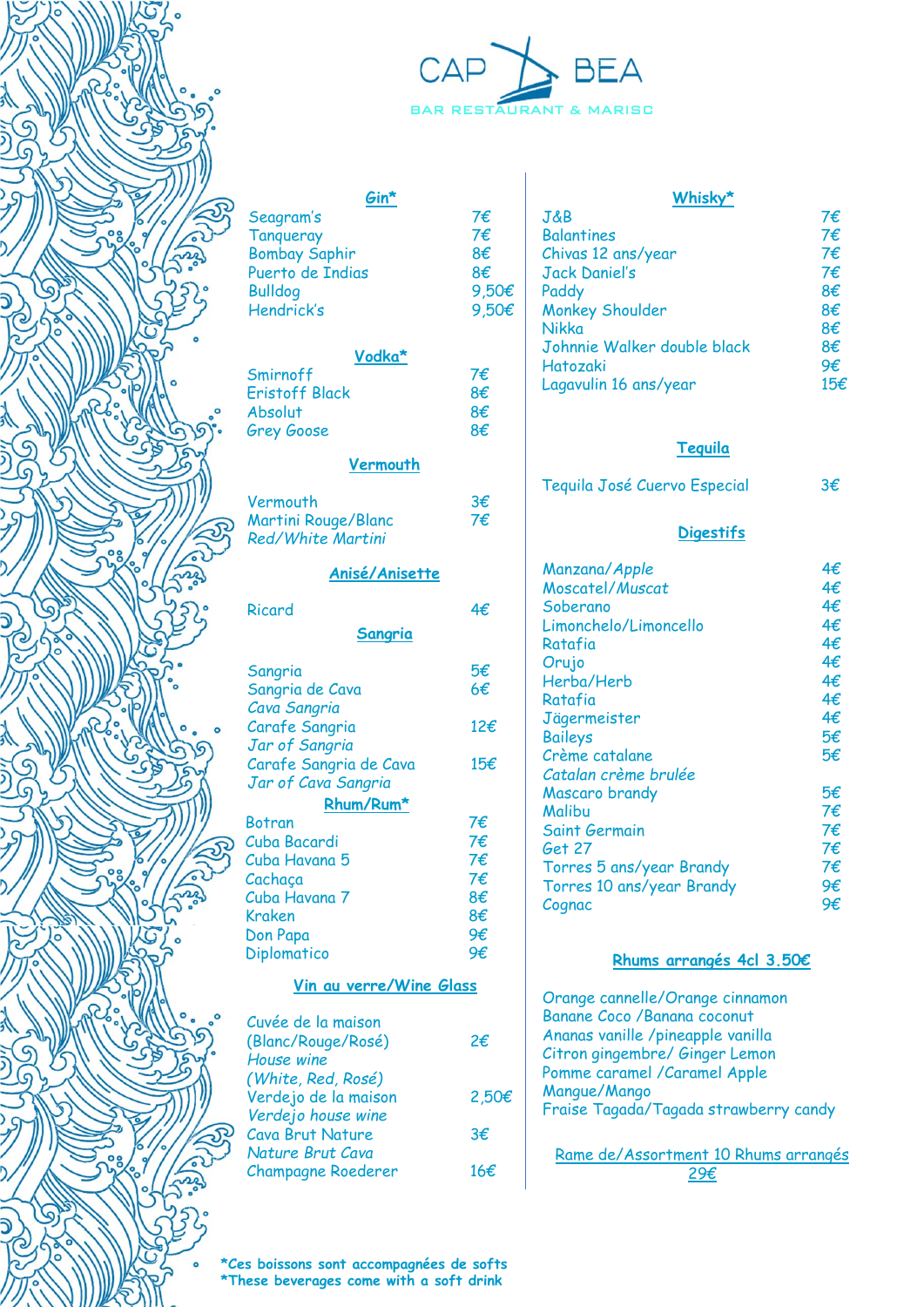# CAP BEA

BAR RESTAURANT & MARISC

## Gin*

| | |
|---|---|
| Seagram's | 7€ |
| Tanqueray | 7€ |
| Bombay Saphir | 8€ |
| Puerto de Indias | 8€ |
| Bulldog | 9,50€ |
| Hendrick's | 9,50€ |

## Vodka*

| | |
|---|---|
| Smirnoff | 7€ |
| Eristoff Black | 8€ |
| Absolut | 8€ |
| Grey Goose | 8€ |

## Vermouth

| | |
|---|---|
| Vermouth | 3€ |
| Martini Rouge/Blanc *Red/White Martini* | 7€ |

## Anisé/Anisette

| | |
|---|---|
| Ricard | 4€ |

## Sangria

| | |
|---|---|
| Sangria | 5€ |
| Sangria de Cava *Cava Sangria* | 6€ |
| Carafe Sangria *Jar of Sangria* | 12€ |
| Carafe Sangria de Cava *Jar of Cava Sangria* | 15€ |

## Rhum/Rum*

| | |
|---|---|
| Botran | 7€ |
| Cuba Bacardi | 7€ |
| Cuba Havana 5 | 7€ |
| Cachaça | 7€ |
| Cuba Havana 7 | 8€ |
| Kraken | 8€ |
| Don Papa | 9€ |
| Diplomatico | 9€ |

## Vin au verre/Wine Glass

| | |
|---|---|
| Cuvée de la maison (Blanc/Rouge/Rosé) *House wine (White, Red, Rosé)* | 2€ |
| Verdejo de la maison *Verdejo house wine* | 2,50€ |
| Cava Brut Nature *Nature Brut Cava* | 3€ |
| Champagne Roederer | 16€ |

## Whisky*

| | |
|---|---|
| J&B | 7€ |
| Balantines | 7€ |
| Chivas 12 ans/year | 7€ |
| Jack Daniel's | 7€ |
| Paddy | 8€ |
| Monkey Shoulder | 8€ |
| Nikka | 8€ |
| Johnnie Walker double black | 8€ |
| Hatozaki | 9€ |
| Lagavulin 16 ans/year | 15€ |

## Tequila

| | |
|---|---|
| Tequila José Cuervo Especial | 3€ |

## Digestifs

| | |
|---|---|
| Manzana/*Apple* | 4€ |
| Moscatel/*Muscat* | 4€ |
| Soberano | 4€ |
| Limonchelo/*Limoncello* | 4€ |
| Ratafia | 4€ |
| Orujo | 4€ |
| Herba/*Herb* | 4€ |
| Ratafia | 4€ |
| Jägermeister | 4€ |
| Baileys | 5€ |
| Crème catalane *Catalan crème brulée* | 5€ |
| Mascaro brandy | 5€ |
| Malibu | 7€ |
| Saint Germain | 7€ |
| Get 27 | 7€ |
| Torres 5 ans/year Brandy | 7€ |
| Torres 10 ans/year Brandy | 9€ |
| Cognac | 9€ |

## Rhums arrangés 4cl 3.50€

- Orange cannelle/*Orange cinnamon*
- Banane Coco /*Banana coconut*
- Ananas vanille /*pineapple vanilla*
- Citron gingembre/ *Ginger Lemon*
- Pomme caramel /*Caramel Apple*
- Mangue/*Mango*
- Fraise Tagada/*Tagada strawberry candy*

Rame de/Assortment 10 Rhums arrangés 29€

***Ces boissons sont accompagnées de softs***
***These beverages come with a soft drink***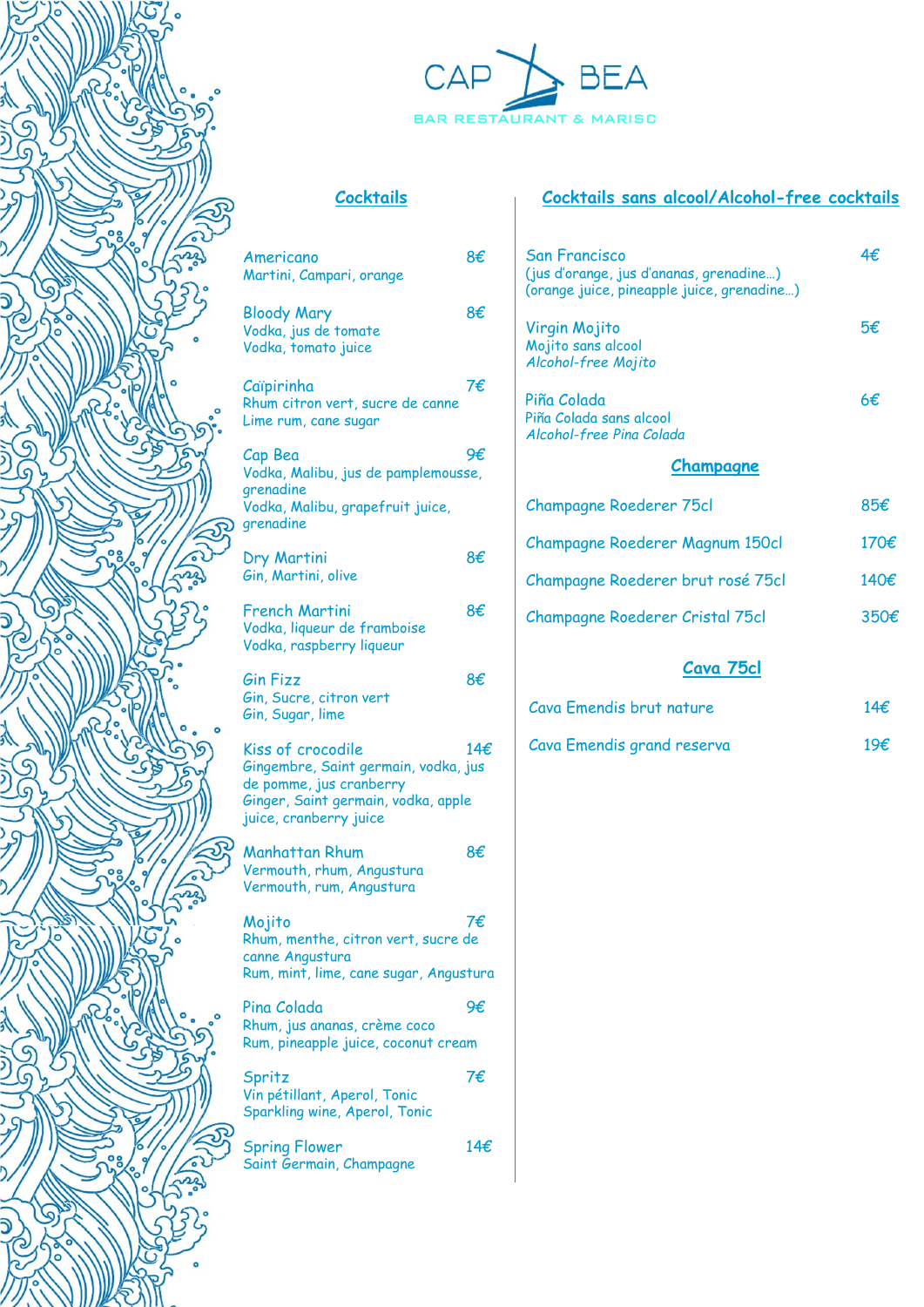# CAP BEA

BAR RESTAURANT & MARISC

## Cocktails

**Americano** — 8€
Martini, Campari, orange

**Bloody Mary** — 8€
Vodka, jus de tomate
Vodka, tomato juice

**Caïpirinha** — 7€
Rhum citron vert, sucre de canne
Lime rum, cane sugar

**Cap Bea** — 9€
Vodka, Malibu, jus de pamplemousse, grenadine
Vodka, Malibu, grapefruit juice, grenadine

**Dry Martini** — 8€
Gin, Martini, olive

**French Martini** — 8€
Vodka, liqueur de framboise
Vodka, raspberry liqueur

**Gin Fizz** — 8€
Gin, Sucre, citron vert
Gin, Sugar, lime

**Kiss of crocodile** — 14€
Gingembre, Saint germain, vodka, jus de pomme, jus cranberry
Ginger, Saint germain, vodka, apple juice, cranberry juice

**Manhattan Rhum** — 8€
Vermouth, rhum, Angustura
Vermouth, rum, Angustura

**Mojito** — 7€
Rhum, menthe, citron vert, sucre de canne Angustura
Rum, mint, lime, cane sugar, Angustura

**Pina Colada** — 9€
Rhum, jus ananas, crème coco
Rum, pineapple juice, coconut cream

**Spritz** — 7€
Vin pétillant, Aperol, Tonic
Sparkling wine, Aperol, Tonic

**Spring Flower** — 14€
Saint Germain, Champagne

## Cocktails sans alcool/Alcohol-free cocktails

**San Francisco** — 4€
(jus d'orange, jus d'ananas, grenadine…)
(orange juice, pineapple juice, grenadine…)

**Virgin Mojito** — 5€
Mojito sans alcool
*Alcohol-free Mojito*

**Piña Colada** — 6€
Piña Colada sans alcool
*Alcohol-free Pina Colada*

## Champagne

| | |
|---|---|
| Champagne Roederer 75cl | 85€ |
| Champagne Roederer Magnum 150cl | 170€ |
| Champagne Roederer brut rosé 75cl | 140€ |
| Champagne Roederer Cristal 75cl | 350€ |

## Cava 75cl

| | |
|---|---|
| Cava Emendis brut nature | 14€ |
| Cava Emendis grand reserva | 19€ |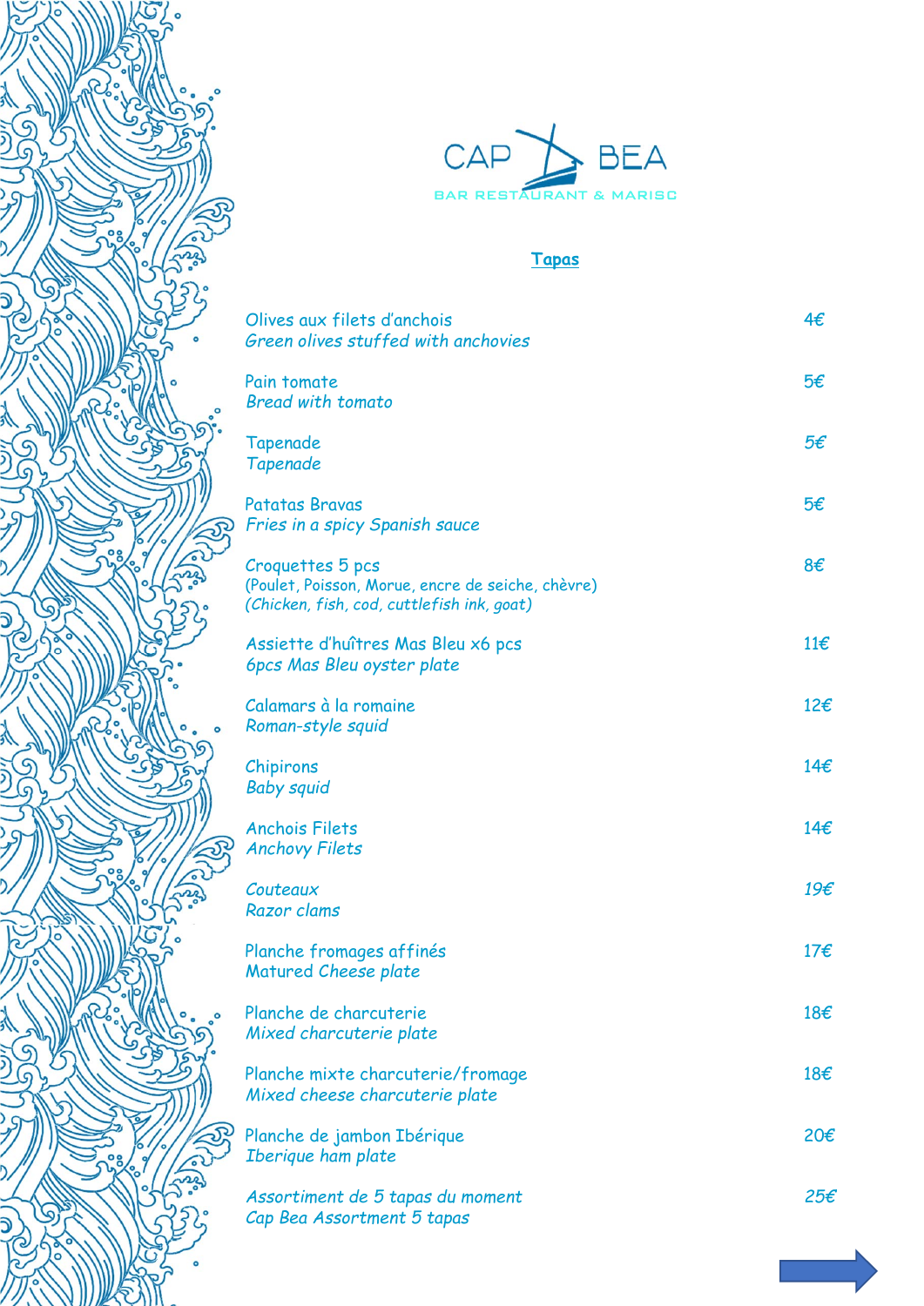# CAP BEA

BAR RESTAURANT & MARISC

## Tapas

Olives aux filets d'anchois — 4€
*Green olives stuffed with anchovies*

Pain tomate — 5€
*Bread with tomato*

Tapenade — 5€
*Tapenade*

Patatas Bravas — 5€
*Fries in a spicy Spanish sauce*

Croquettes 5 pcs — 8€
(Poulet, Poisson, Morue, encre de seiche, chèvre)
*(Chicken, fish, cod, cuttlefish ink, goat)*

Assiette d'huîtres Mas Bleu x6 pcs — 11€
*6pcs Mas Bleu oyster plate*

Calamars à la romaine — 12€
*Roman-style squid*

Chipirons — 14€
*Baby squid*

Anchois Filets — 14€
*Anchovy Filets*

*Couteaux* — *19€*
*Razor clams*

Planche fromages affinés — 17€
*Matured Cheese plate*

Planche de charcuterie — 18€
*Mixed charcuterie plate*

Planche mixte charcuterie/fromage — 18€
*Mixed cheese charcuterie plate*

Planche de jambon Ibérique — 20€
*Iberique ham plate*

*Assortiment de 5 tapas du moment* — *25€*
*Cap Bea Assortment 5 tapas*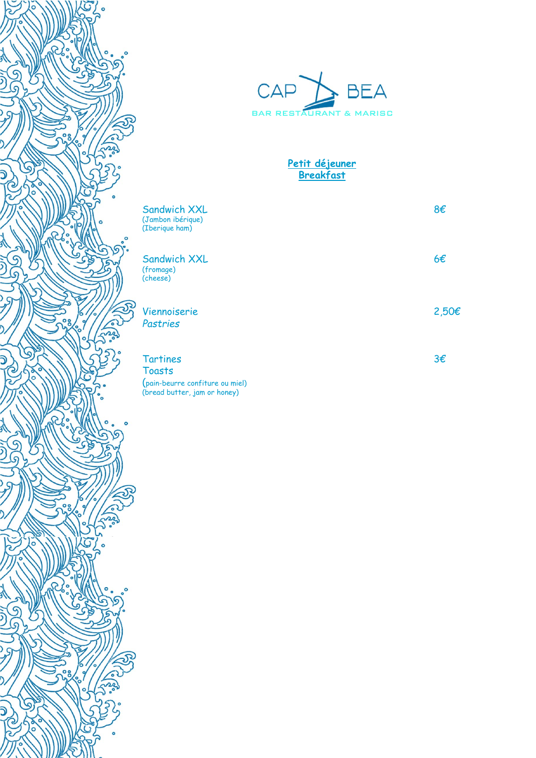CAP BEA

BAR RESTAURANT & MARISC

## Petit déjeuner
## Breakfast

| | |
|---|---|
| Sandwich XXL<br>(Jambon ibérique)<br>(Iberique ham) | 8€ |
| Sandwich XXL<br>(fromage)<br>(cheese) | 6€ |
| Viennoiserie<br>*Pastries* | 2,50€ |
| Tartines<br>Toasts<br>(pain-beurre confiture ou miel)<br>(bread butter, jam or honey) | 3€ |